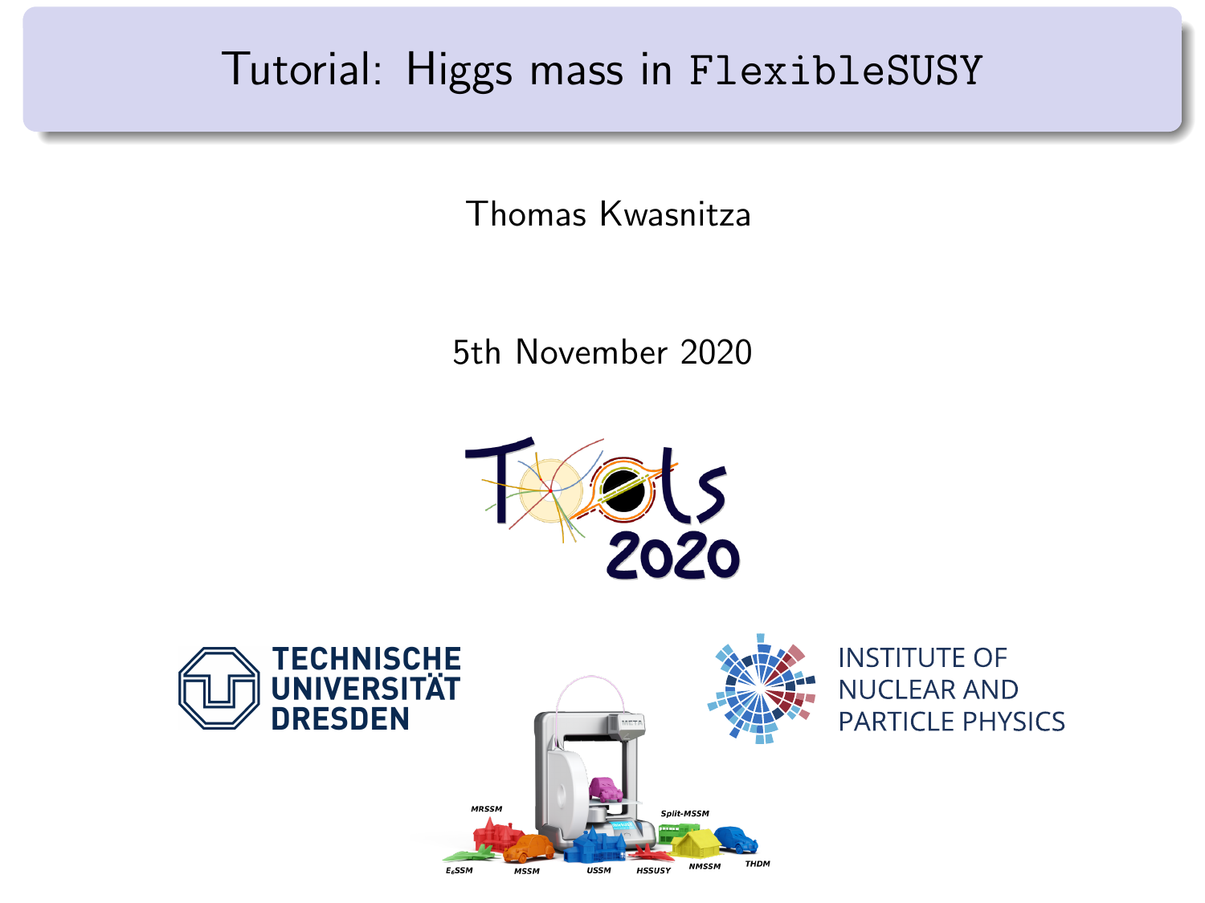# Tutorial: Higgs mass in FlexibleSUSY

Thomas Kwasnitza

5th November 2020

TECHNISCHE UNIVERSITÄT DRESDEN

INSTITUTE OF NUCLEAR AND PARTICLE PHYSICS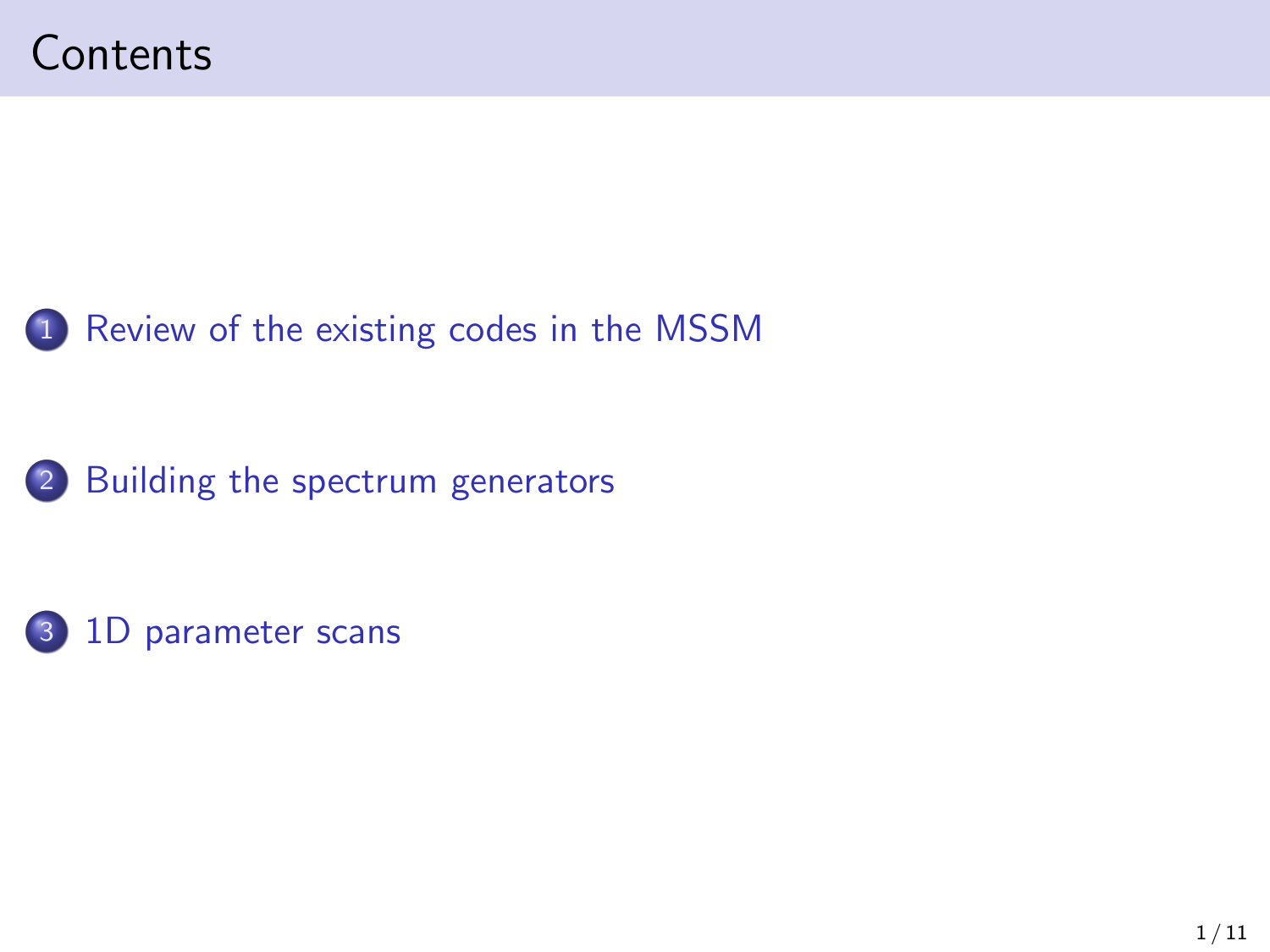# Contents

1. Review of the existing codes in the MSSM
2. Building the spectrum generators
3. 1D parameter scans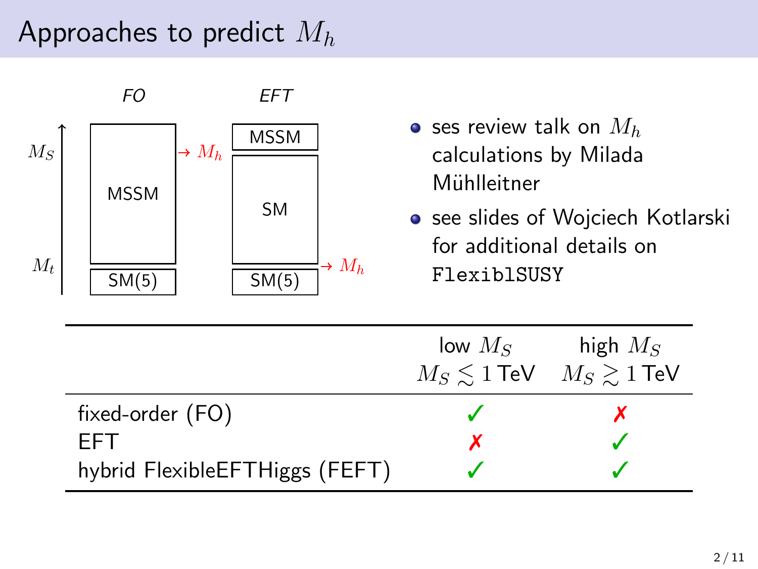# Approaches to predict $M_h$

*FO* | *EFT*

$M_S$ — MSSM → $M_h$ | MSSM / SM → $M_h$

$M_t$ — SM(5) | SM(5)

- ses review talk on $M_h$ calculations by Milada Mühlleitner
- see slides of Wojciech Kotlarski for additional details on `FlexiblSUSY`

| | low $M_S$ $M_S \lesssim 1\,\text{TeV}$ | high $M_S$ $M_S \gtrsim 1\,\text{TeV}$ |
|---|---|---|
| fixed-order (FO) | ✓ | ✗ |
| EFT | ✗ | ✓ |
| hybrid FlexibleEFTHiggs (FEFT) | ✓ | ✓ |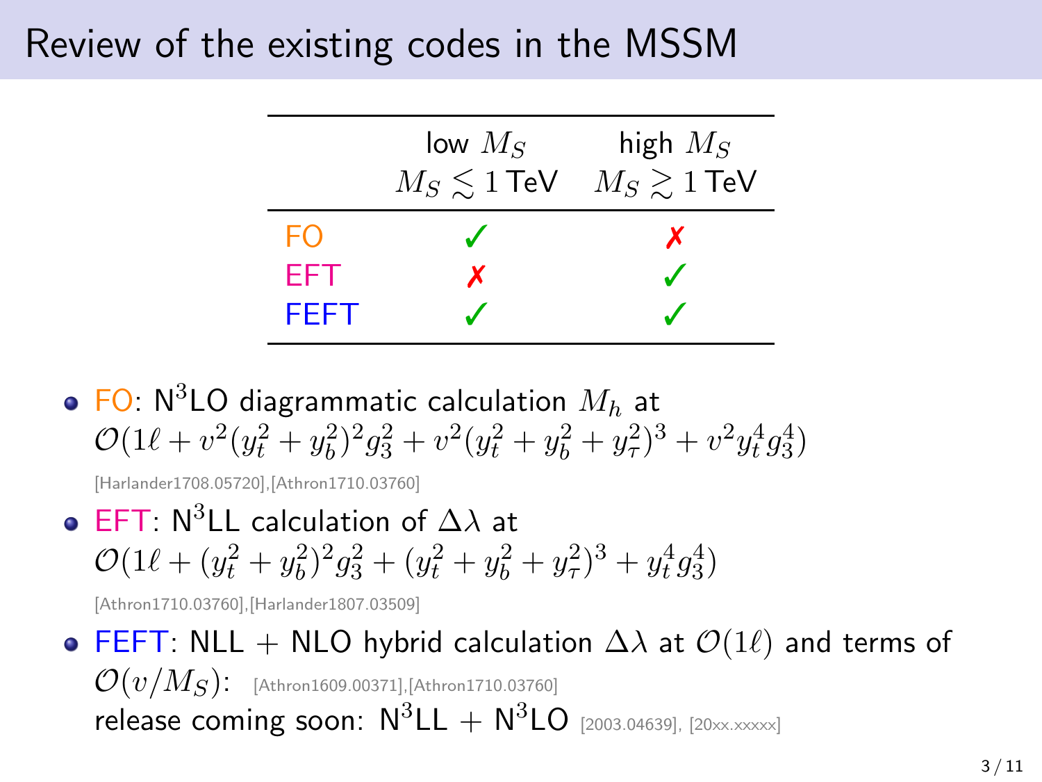# Review of the existing codes in the MSSM

| | low $M_S$ $M_S \lesssim 1\,\text{TeV}$ | high $M_S$ $M_S \gtrsim 1\,\text{TeV}$ |
|---|---|---|
| FO | ✓ | ✗ |
| EFT | ✗ | ✓ |
| FEFT | ✓ | ✓ |

- FO: N$^3$LO diagrammatic calculation $M_h$ at $\mathcal{O}(1\ell + v^2(y_t^2 + y_b^2)^2 g_3^2 + v^2(y_t^2 + y_b^2 + y_\tau^2)^3 + v^2 y_t^4 g_3^4)$

  [Harlander1708.05720],[Athron1710.03760]

- EFT: N$^3$LL calculation of $\Delta\lambda$ at $\mathcal{O}(1\ell + (y_t^2 + y_b^2)^2 g_3^2 + (y_t^2 + y_b^2 + y_\tau^2)^3 + y_t^4 g_3^4)$

  [Athron1710.03760],[Harlander1807.03509]

- FEFT: NLL + NLO hybrid calculation $\Delta\lambda$ at $\mathcal{O}(1\ell)$ and terms of $\mathcal{O}(v/M_S)$: [Athron1609.00371],[Athron1710.03760]

  release coming soon: N$^3$LL + N$^3$LO [2003.04639], [20xx.xxxxx]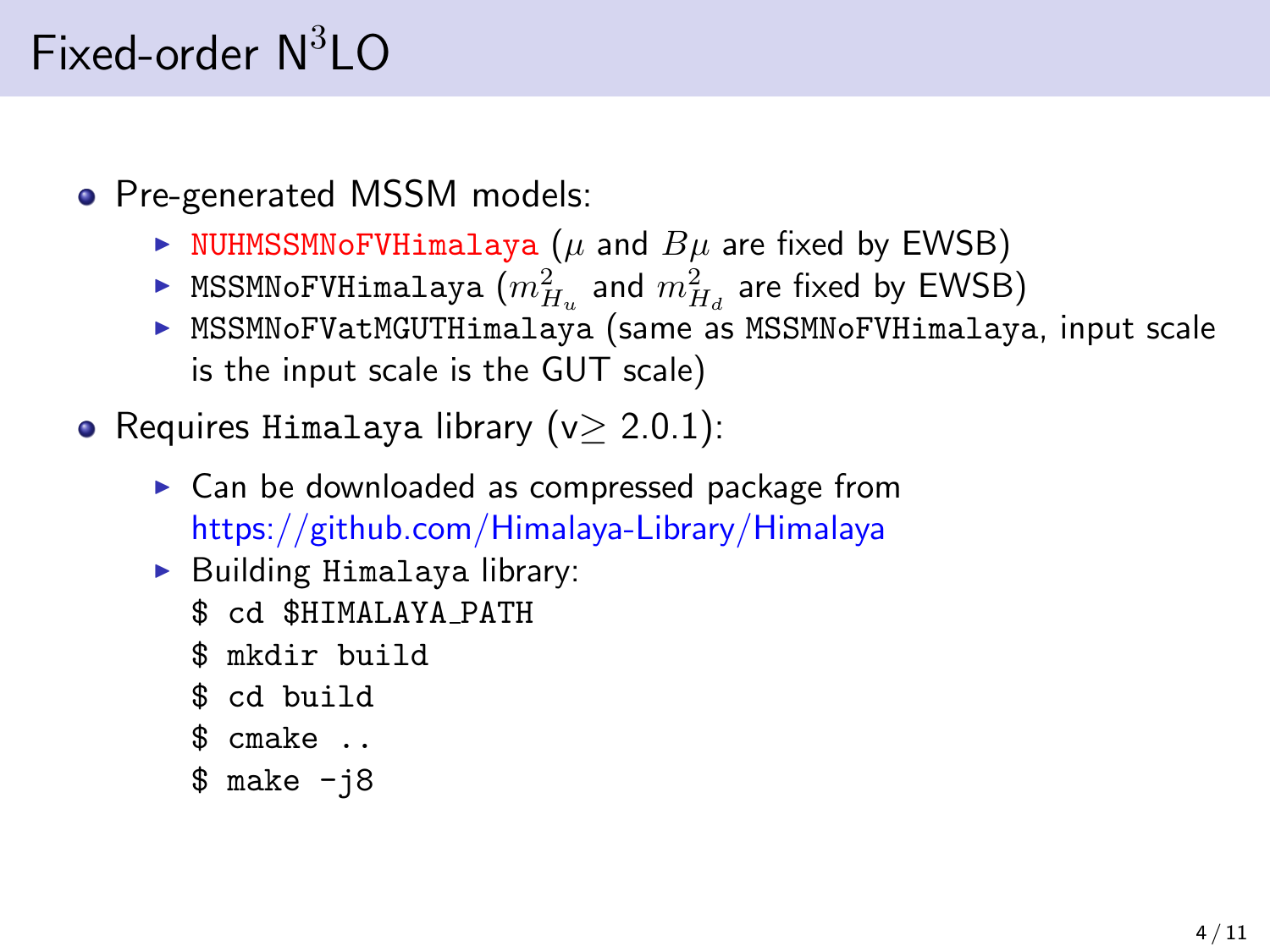# Fixed-order $N^3LO$

- Pre-generated MSSM models:
  - `NUHMSSMNoFVHimalaya` ($\mu$ and $B\mu$ are fixed by EWSB)
  - `MSSMNoFVHimalaya` ($m_{H_u}^2$ and $m_{H_d}^2$ are fixed by EWSB)
  - `MSSMNoFVatMGUTHimalaya` (same as `MSSMNoFVHimalaya`, input scale is the input scale is the GUT scale)
- Requires `Himalaya` library (v$\geq$ 2.0.1):
  - Can be downloaded as compressed package from https://github.com/Himalaya-Library/Himalaya
  - Building `Himalaya` library:

```
$ cd $HIMALAYA_PATH
$ mkdir build
$ cd build
$ cmake ..
$ make -j8
```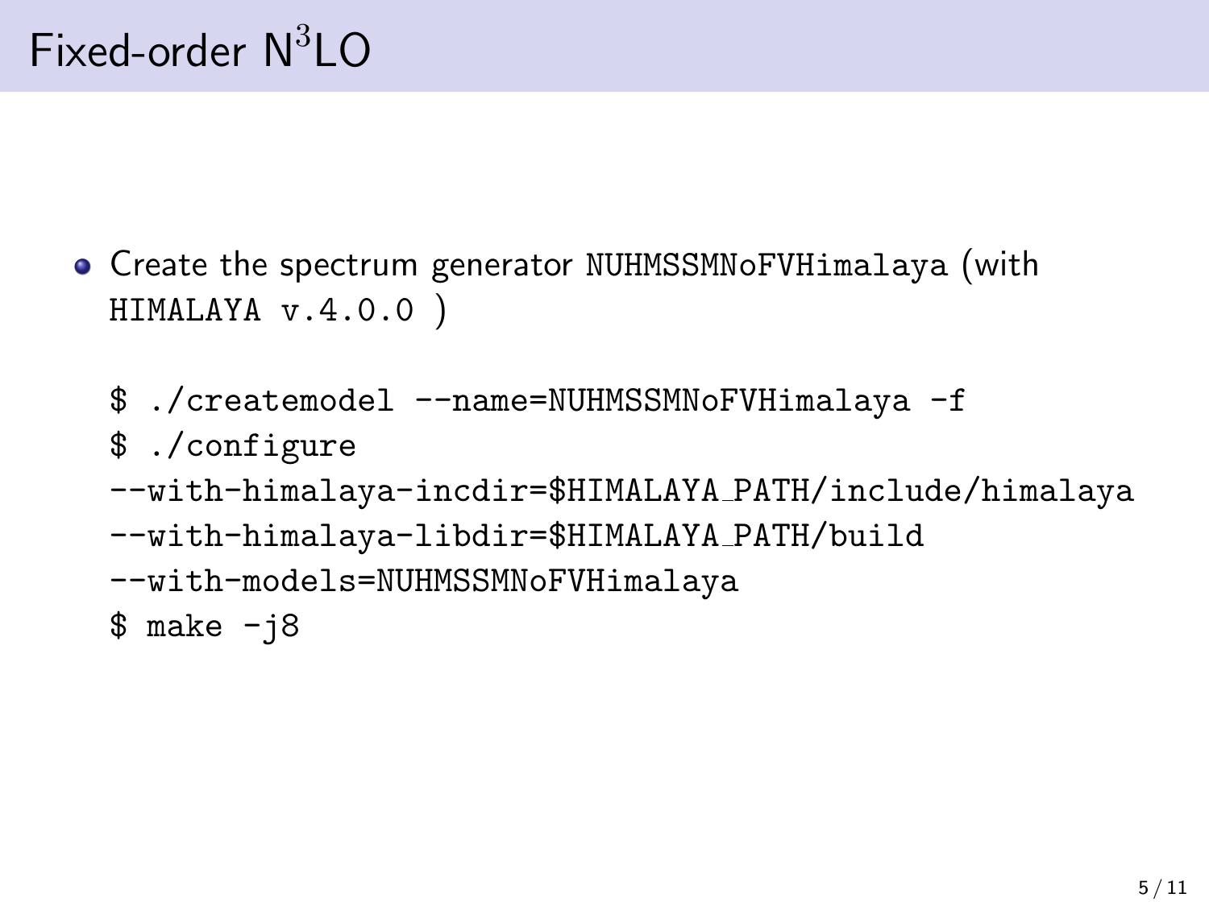# Fixed-order $N^3LO$

- Create the spectrum generator `NUHMSSMNoFVHimalaya` (with `HIMALAYA v.4.0.0` )

```
$ ./createmodel --name=NUHMSSMNoFVHimalaya -f
$ ./configure
--with-himalaya-incdir=$HIMALAYA_PATH/include/himalaya
--with-himalaya-libdir=$HIMALAYA_PATH/build
--with-models=NUHMSSMNoFVHimalaya
$ make -j8
```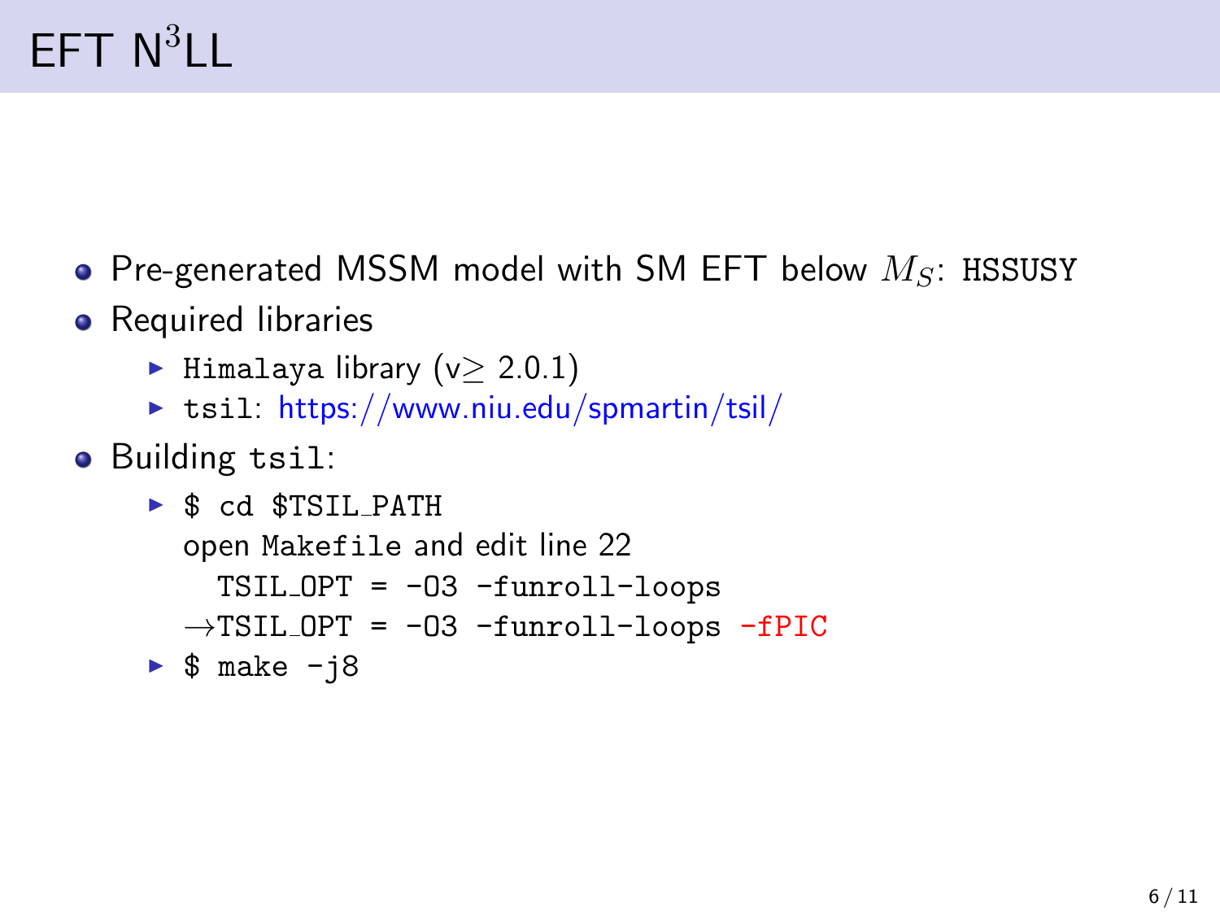# EFT N$^3$LL

- Pre-generated MSSM model with SM EFT below $M_S$: `HSSUSY`
- Required libraries
  - `Himalaya` library (v$\geq$ 2.0.1)
  - `tsil`: https://www.niu.edu/spmartin/tsil/
- Building `tsil`:
  - `$ cd $TSIL_PATH`
    
    open `Makefile` and edit line 22
    
    ```
      TSIL_OPT = -O3 -funroll-loops
    →TSIL_OPT = -O3 -funroll-loops -fPIC
    ```
  - `$ make -j8`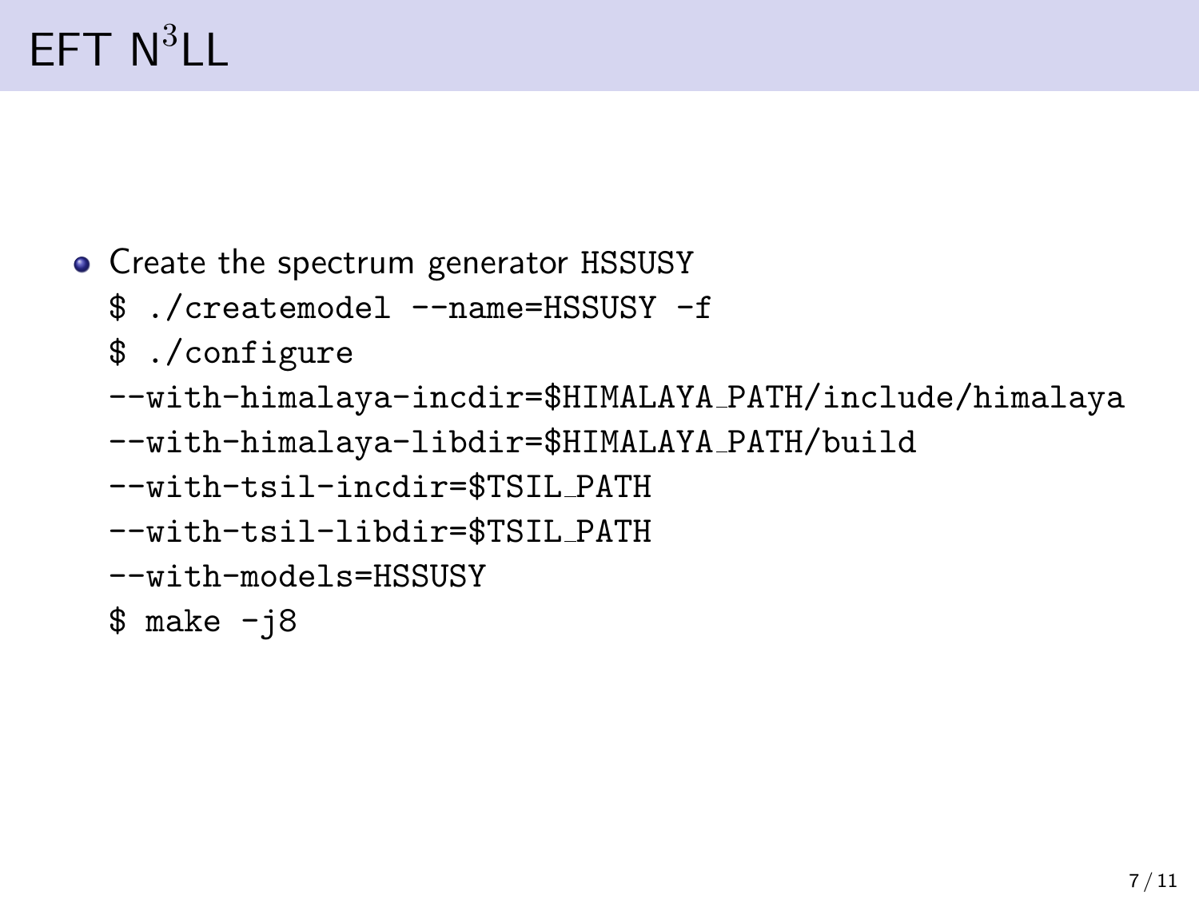# EFT $N^3$LL

- Create the spectrum generator HSSUSY

```
$ ./createmodel --name=HSSUSY -f
$ ./configure
--with-himalaya-incdir=$HIMALAYA_PATH/include/himalaya
--with-himalaya-libdir=$HIMALAYA_PATH/build
--with-tsil-incdir=$TSIL_PATH
--with-tsil-libdir=$TSIL_PATH
--with-models=HSSUSY
$ make -j8
```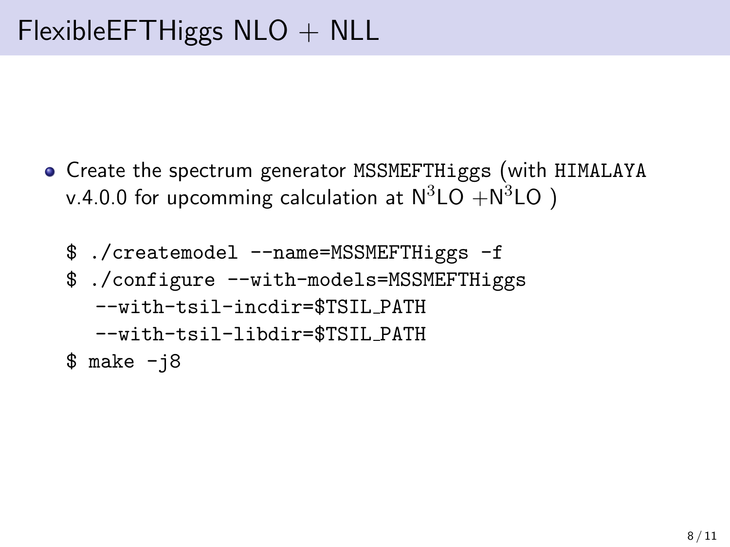# FlexibleEFTHiggs NLO + NLL

- Create the spectrum generator `MSSMEFTHiggs` (with `HIMALAYA` v.4.0.0 for upcomming calculation at N$^3$LO +N$^3$LO )

```
$ ./createmodel --name=MSSMEFTHiggs -f
$ ./configure --with-models=MSSMEFTHiggs
   --with-tsil-incdir=$TSIL_PATH
   --with-tsil-libdir=$TSIL_PATH
$ make -j8
```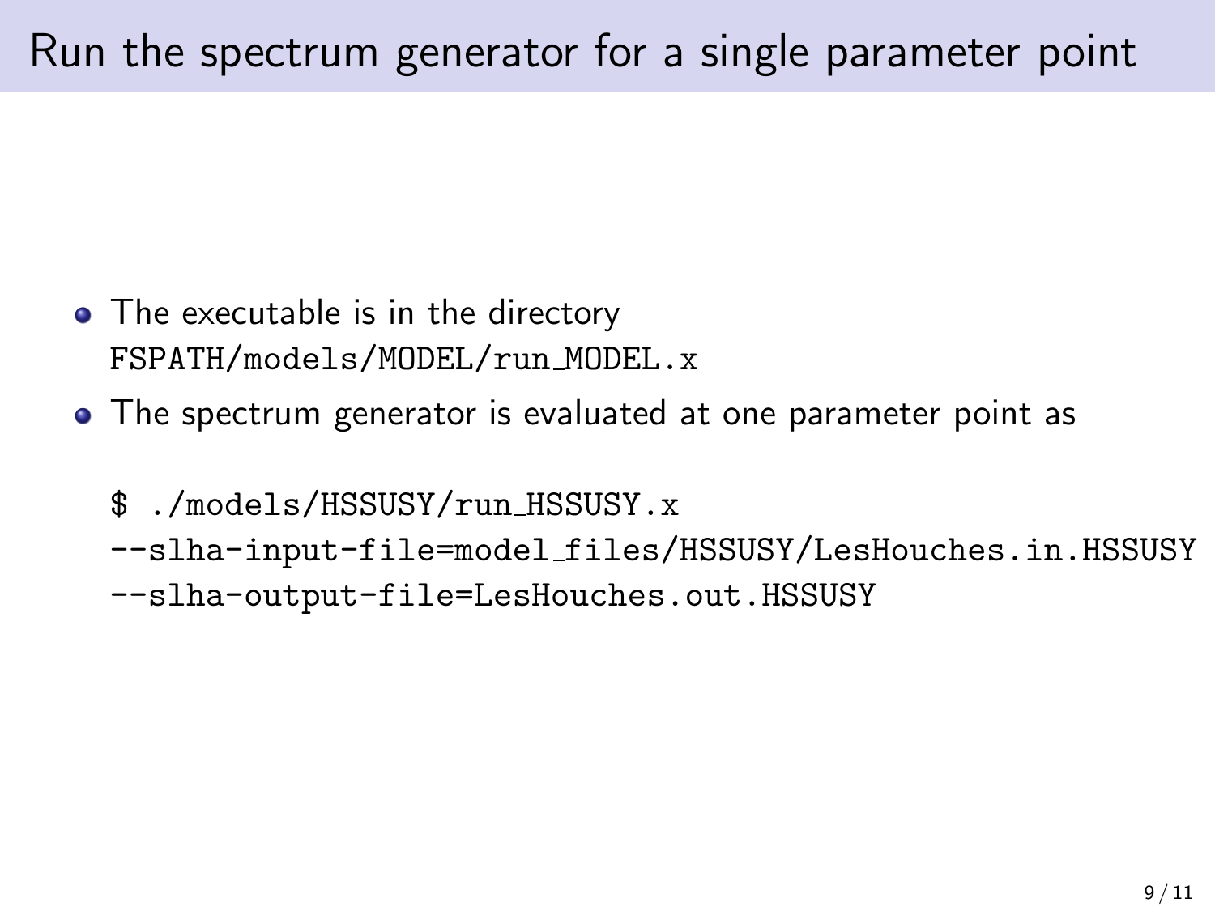# Run the spectrum generator for a single parameter point

- The executable is in the directory `FSPATH/models/MODEL/run_MODEL.x`
- The spectrum generator is evaluated at one parameter point as

```
$ ./models/HSSUSY/run_HSSUSY.x
--slha-input-file=model_files/HSSUSY/LesHouches.in.HSSUSY
--slha-output-file=LesHouches.out.HSSUSY
```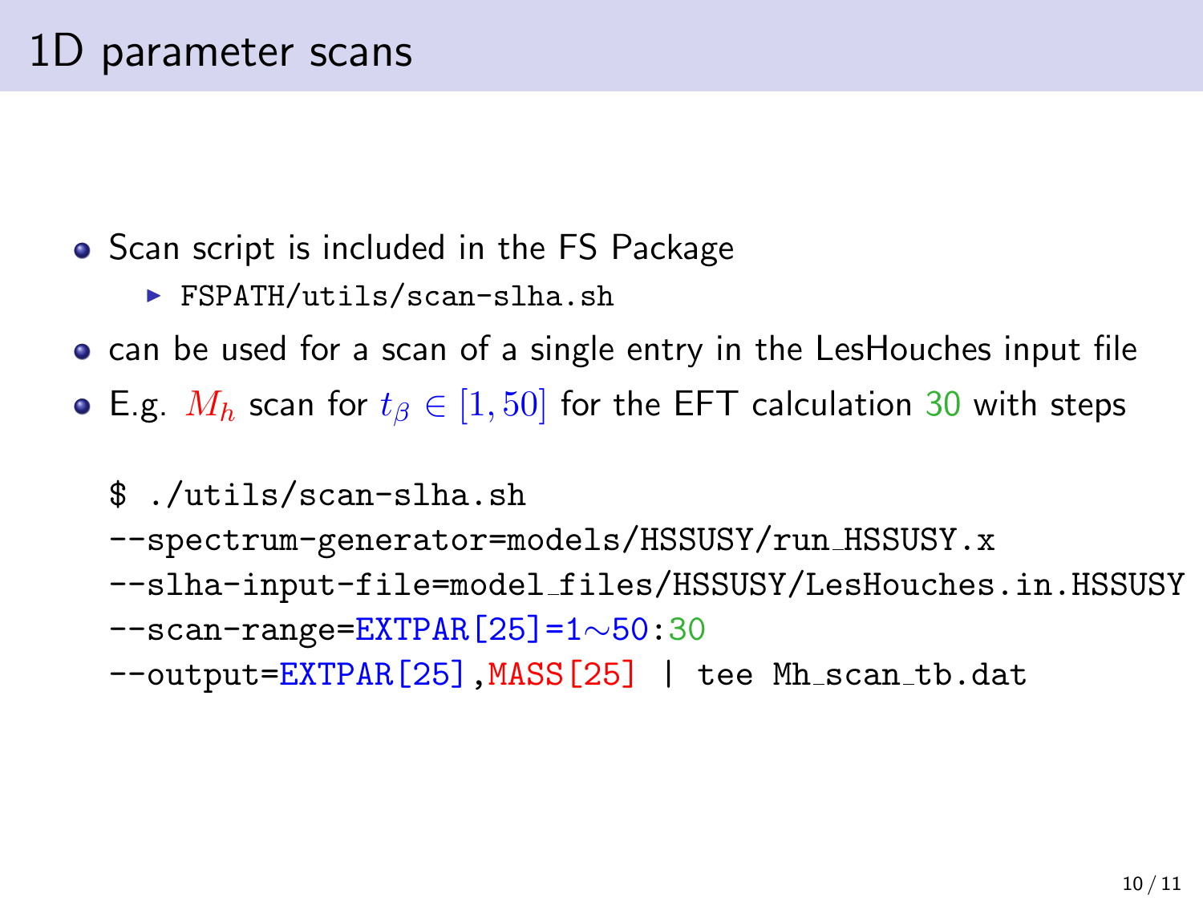# 1D parameter scans

- Scan script is included in the FS Package
  - `FSPATH/utils/scan-slha.sh`
- can be used for a scan of a single entry in the LesHouches input file
- E.g. $M_h$ scan for $t_\beta \in [1, 50]$ for the EFT calculation 30 with steps

```
$ ./utils/scan-slha.sh
--spectrum-generator=models/HSSUSY/run_HSSUSY.x
--slha-input-file=model_files/HSSUSY/LesHouches.in.HSSUSY
--scan-range=EXTPAR[25]=1~50:30
--output=EXTPAR[25],MASS[25] | tee Mh_scan_tb.dat
```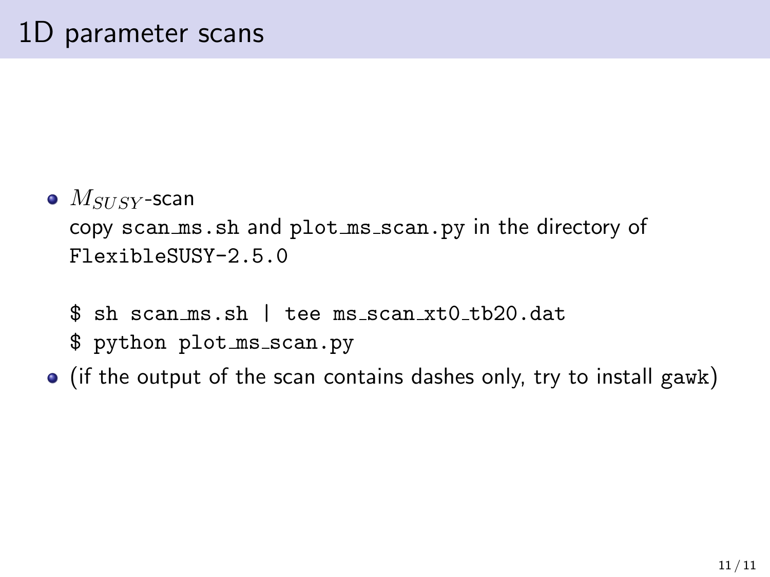# 1D parameter scans

- $M_{SUSY}$-scan
  copy `scan_ms.sh` and `plot_ms_scan.py` in the directory of `FlexibleSUSY-2.5.0`

  ```
  $ sh scan_ms.sh | tee ms_scan_xt0_tb20.dat
  $ python plot_ms_scan.py
  ```

- (if the output of the scan contains dashes only, try to install `gawk`)